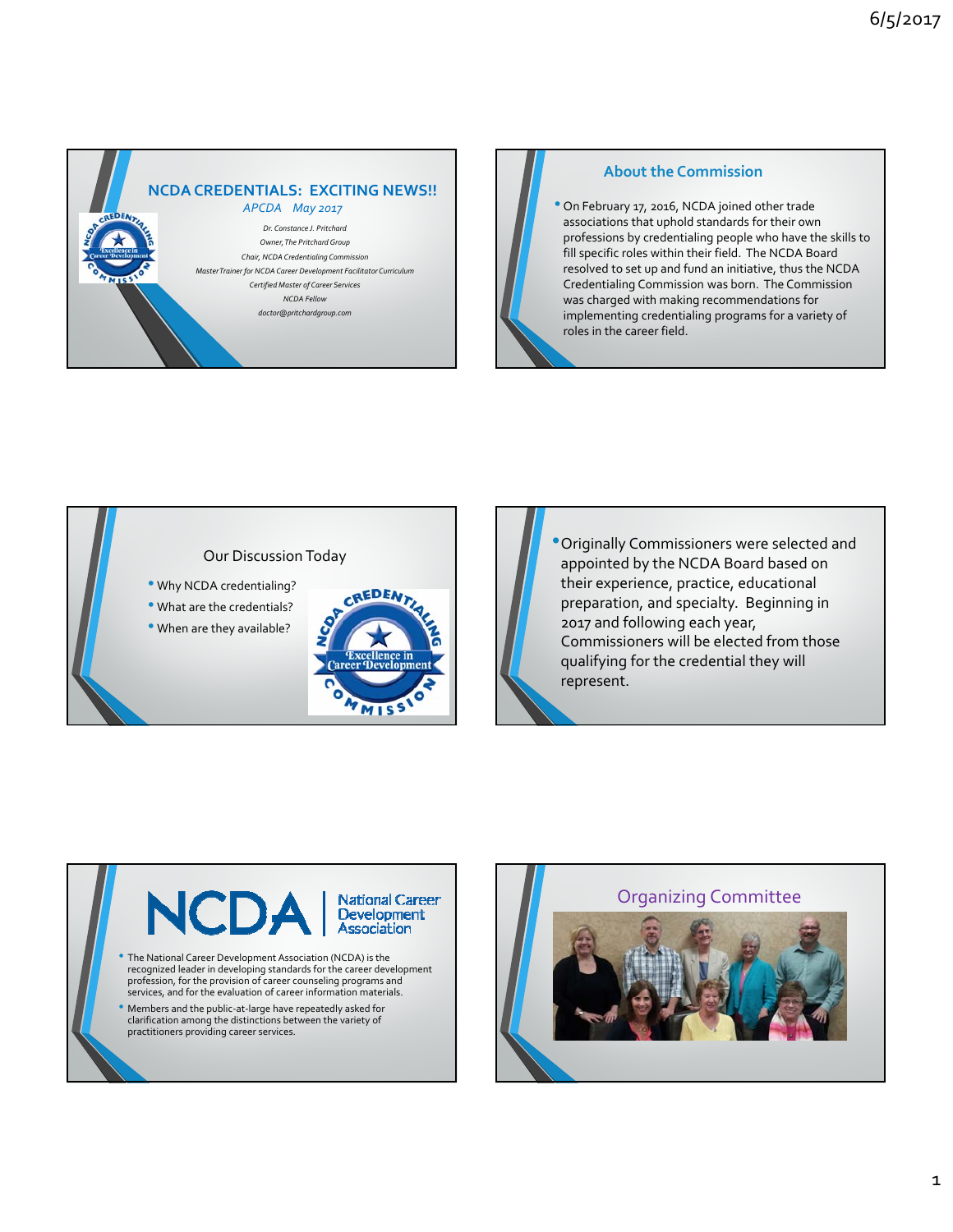## NCDA CREDENTIALS: EXCITING NEWS!!

*APCDA May 2017*

*Dr. Constance J. Pritchard*
*Owner, The Pritchard Group*
*Chair, NCDA Credentialing Commission*
*Master Trainer for NCDA Career Development Facilitator Curriculum*
*Certified Master of Career Services*
*NCDA Fellow*
*doctor@pritchardgroup.com*

## About the Commission

- On February 17, 2016, NCDA joined other trade associations that uphold standards for their own professions by credentialing people who have the skills to fill specific roles within their field. The NCDA Board resolved to set up and fund an initiative, thus the NCDA Credentialing Commission was born. The Commission was charged with making recommendations for implementing credentialing programs for a variety of roles in the career field.

## Our Discussion Today

- Why NCDA credentialing?
- What are the credentials?
- When are they available?

---

- Originally Commissioners were selected and appointed by the NCDA Board based on their experience, practice, educational preparation, and specialty. Beginning in 2017 and following each year, Commissioners will be elected from those qualifying for the credential they will represent.

## NCDA | National Career Development Association

- The National Career Development Association (NCDA) is the recognized leader in developing standards for the career development profession, for the provision of career counseling programs and services, and for the evaluation of career information materials.
- Members and the public-at-large have repeatedly asked for clarification among the distinctions between the variety of practitioners providing career services.

## Organizing Committee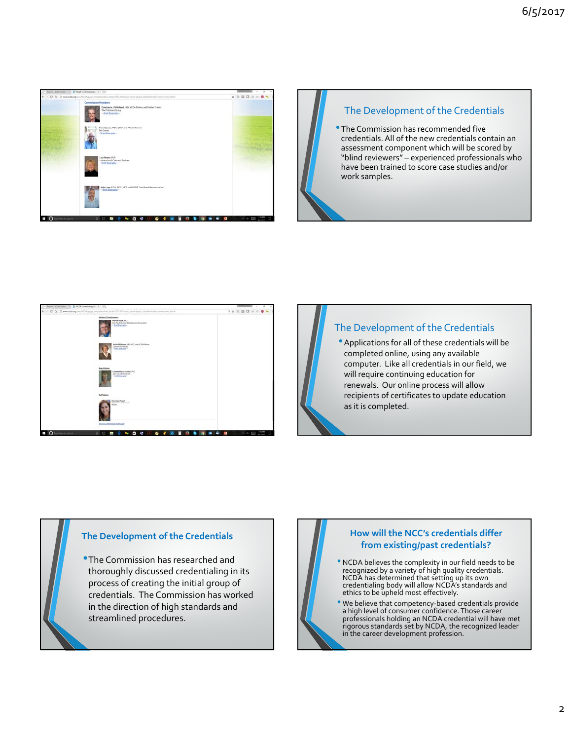## The Development of the Credentials

- The Commission has recommended five credentials. All of the new credentials contain an assessment component which will be scored by "blind reviewers" – experienced professionals who have been trained to score case studies and/or work samples.

## The Development of the Credentials

- Applications for all of these credentials will be completed online, using any available computer. Like all credentials in our field, we will require continuing education for renewals. Our online process will allow recipients of certificates to update education as it is completed.

## The Development of the Credentials

- The Commission has researched and thoroughly discussed credentialing in its process of creating the initial group of credentials. The Commission has worked in the direction of high standards and streamlined procedures.

## How will the NCC's credentials differ from existing/past credentials?

- NCDA believes the complexity in our field needs to be recognized by a variety of high quality credentials. NCDA has determined that setting up its own credentialing body will allow NCDA's standards and ethics to be upheld most effectively.
- We believe that competency-based credentials provide a high level of consumer confidence. Those career professionals holding an NCDA credential will have met rigorous standards set by NCDA, the recognized leader in the career development profession.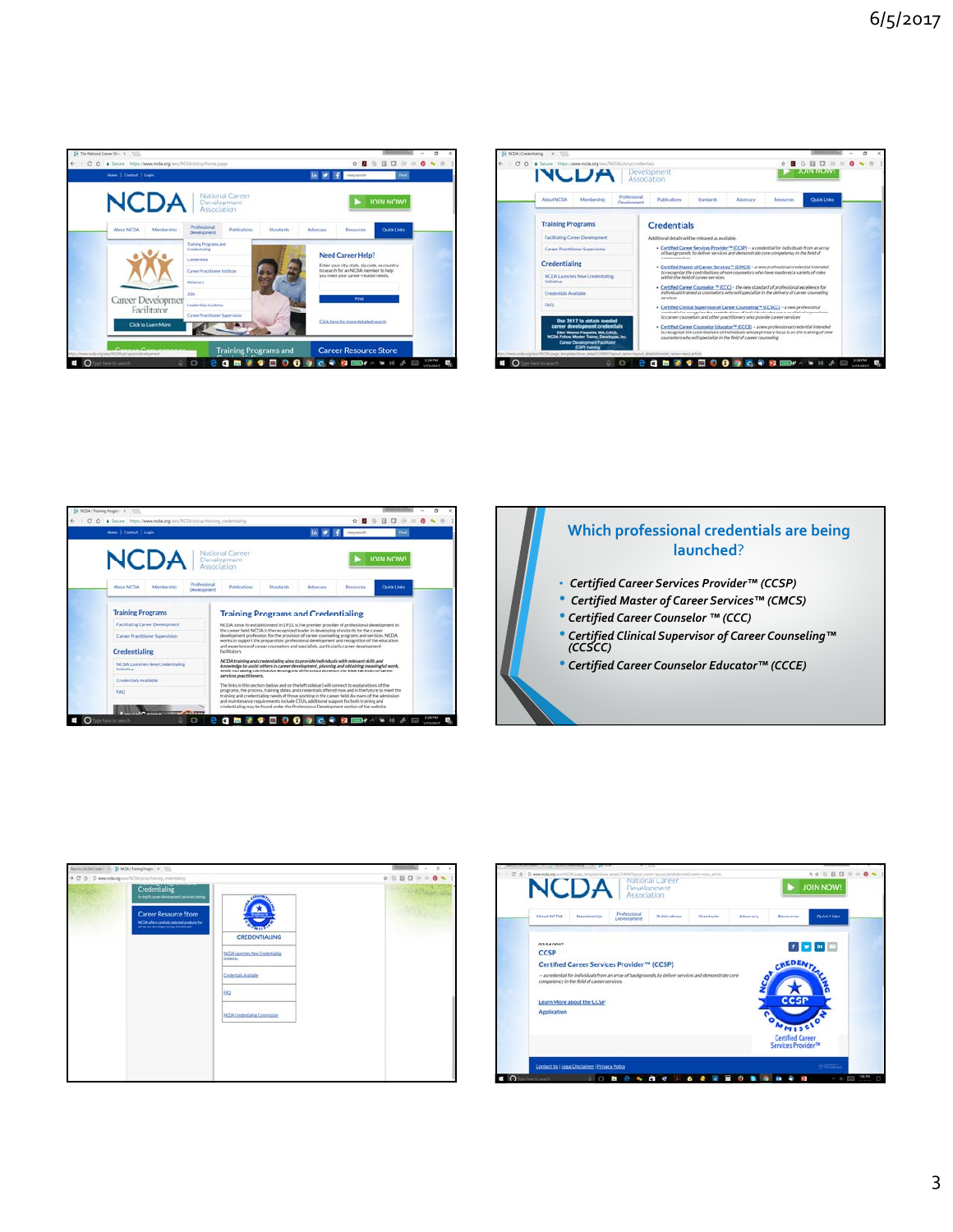## Which professional credentials are being launched?

- *Certified Career Services Provider™ (CCSP)*
- *Certified Master of Career Services™ (CMCS)*
- *Certified Career Counselor ™ (CCC)*
- *Certified Clinical Supervisor of Career Counseling™ (CCSCC)*
- *Certified Career Counselor Educator™ (CCCE)*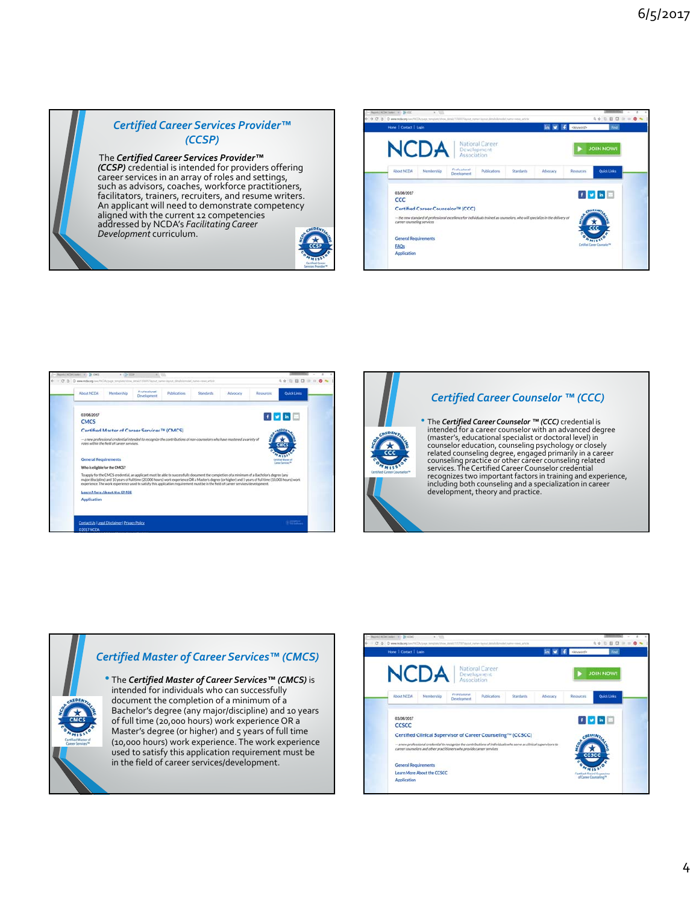## Certified Career Services Provider™ (CCSP)

The ***Certified Career Services Provider™ (CCSP)*** credential is intended for providers offering career services in an array of roles and settings, such as advisors, coaches, workforce practitioners, facilitators, trainers, recruiters, and resume writers. An applicant will need to demonstrate competency aligned with the current 12 competencies addressed by NCDA's *Facilitating Career Development* curriculum.

---

NCDA | National Career Development Association

03/08/2017
CCC
Certified Career Counselor™ (CCC)

—the new standard of professional excellence for individuals trained as counselors, who will specialize in the delivery of career counseling services

General Requirements
FAQs
Application

---

03/08/2017
CMCS
Certified Master of Career Services™ (CMCS)

—a new professional credential intended to recognize the contributions of non-counselors who have mastered a variety of roles within the field of career services.

General Requirements
Who is eligible for the CMCS?
To apply for the CMCS credential, an applicant must be able to successfully document the completion of a minimum of a Bachelor's degree (any major/discipline) and 10 years of full time (20,000 hours) work experience OR a Master's degree (or higher) and 5 years of full time (10,000 hours) work experience. The work experience used to satisfy this application requirement must be in the field of career services/development.

Learn More About the CMCS
Application

Contact Us | Legal Disclaimer | Privacy Policy
©2017 NCDA

---

## Certified Career Counselor ™ (CCC)

- The ***Certified Career Counselor ™ (CCC)*** credential is intended for a career counselor with an advanced degree (master's, educational specialist or doctoral level) in counselor education, counseling psychology or closely related counseling degree, engaged primarily in a career counseling practice or other career counseling related services. The Certified Career Counselor credential recognizes two important factors in training and experience, including both counseling and a specialization in career development, theory and practice.

---

## Certified Master of Career Services™ (CMCS)

- The ***Certified Master of Career Services™ (CMCS)*** is intended for individuals who can successfully document the completion of a minimum of a Bachelor's degree (any major/discipline) and 10 years of full time (20,000 hours) work experience OR a Master's degree (or higher) and 5 years of full time (10,000 hours) work experience. The work experience used to satisfy this application requirement must be in the field of career services/development.

---

NCDA | National Career Development Association

03/08/2017
CCSCC
Certified Clinical Supervisor of Career Counseling™ (CCSCC)

—a new professional credential to recognize the contributions of individuals who serve as clinical supervisors to career counselors and other practitioners who provide career services

General Requirements
Learn More About the CCSCC
Application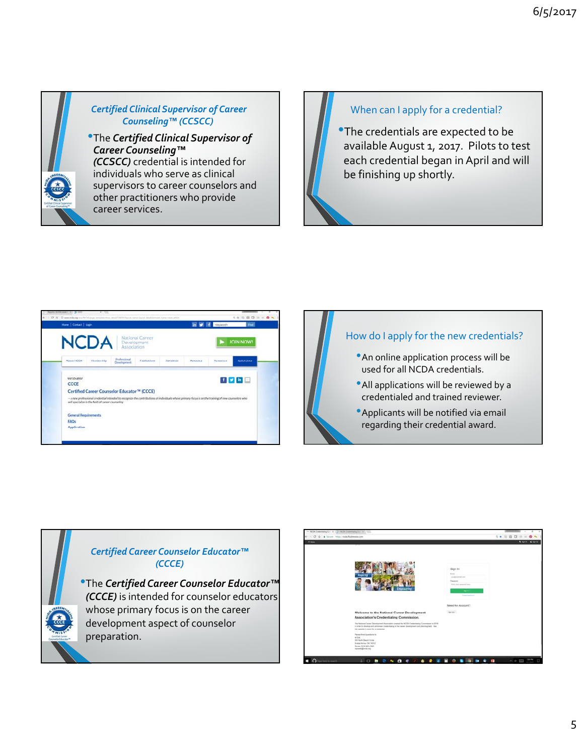## *Certified Clinical Supervisor of Career Counseling™ (CCSCC)*

- The ***Certified Clinical Supervisor of Career Counseling™ (CCSCC)*** credential is intended for individuals who serve as clinical supervisors to career counselors and other practitioners who provide career services.

## When can I apply for a credential?

- The credentials are expected to be available August 1, 2017. Pilots to test each credential began in April and will be finishing up shortly.

## How do I apply for the new credentials?

- An online application process will be used for all NCDA credentials.
- All applications will be reviewed by a credentialed and trained reviewer.
- Applicants will be notified via email regarding their credential award.

## *Certified Career Counselor Educator™ (CCCE)*

- The ***Certified Career Counselor Educator™ (CCCE)*** is intended for counselor educators whose primary focus is on the career development aspect of counselor preparation.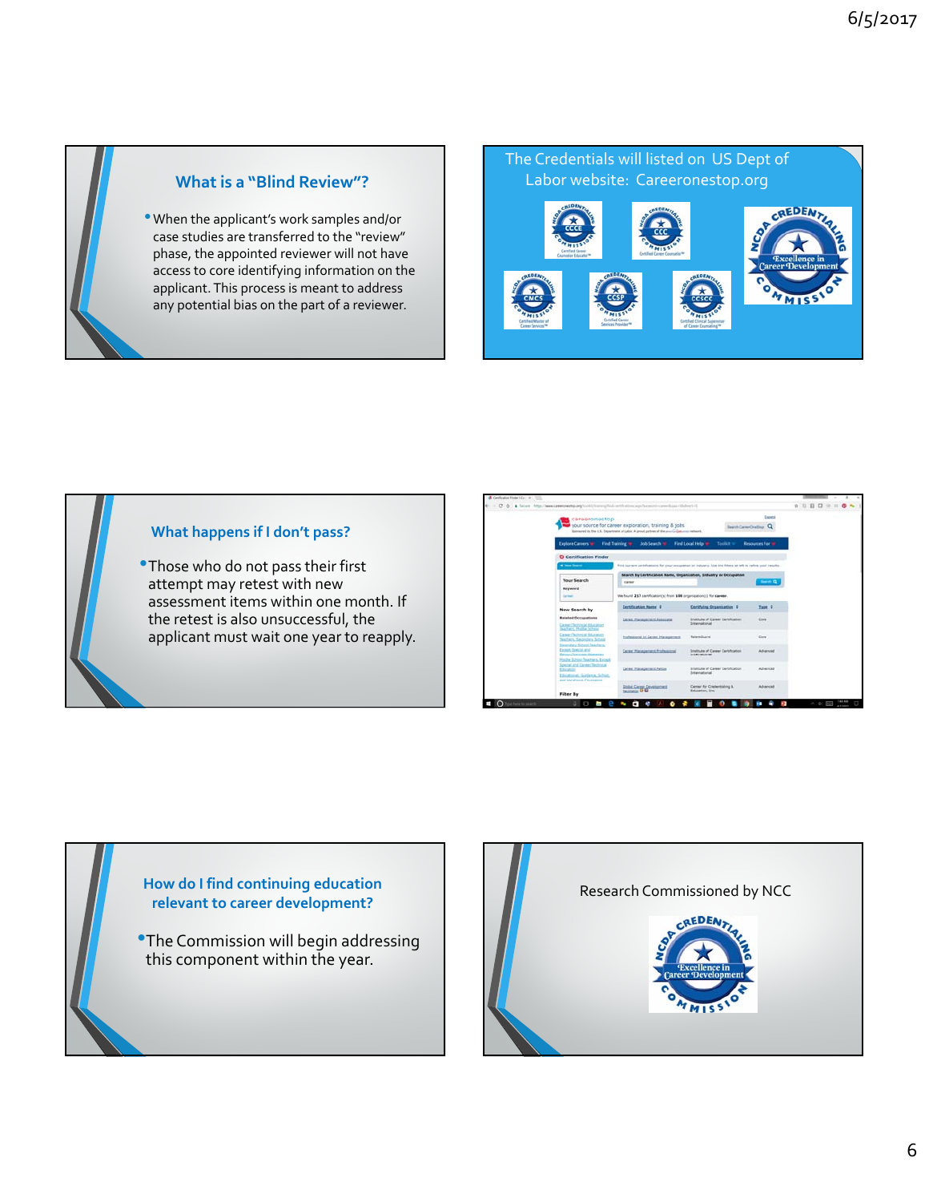## What is a "Blind Review"?

- When the applicant's work samples and/or case studies are transferred to the "review" phase, the appointed reviewer will not have access to core identifying information on the applicant. This process is meant to address any potential bias on the part of a reviewer.

## The Credentials will listed on US Dept of Labor website: Careeronestop.org

## What happens if I don't pass?

- Those who do not pass their first attempt may retest with new assessment items within one month. If the retest is also unsuccessful, the applicant must wait one year to reapply.

## How do I find continuing education relevant to career development?

- The Commission will begin addressing this component within the year.

## Research Commissioned by NCC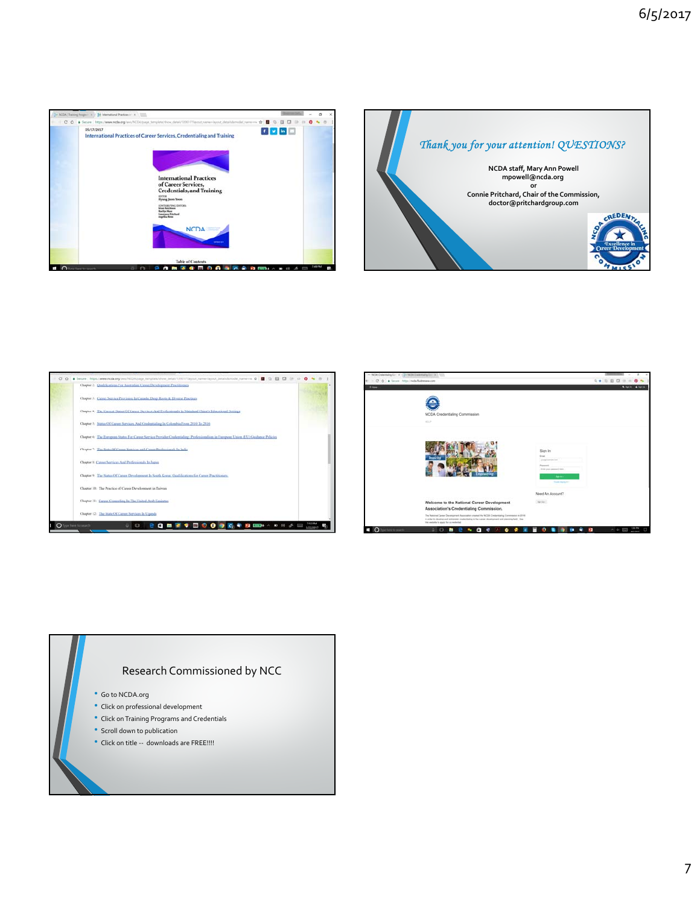05/17/2017

International Practices of Career Services, Credentialing and Training

International Practices of Career Services, Credentials, and Training

Table of Contents

*Thank you for your attention! QUESTIONS?*

NCDA staff, Mary Ann Powell
mpowell@ncda.org
or
Connie Pritchard, Chair of the Commission,
doctor@pritchardgroup.com

Chapter 2: Qualifications For Australian Career Development Practitioners

Chapter 3: Career Service Provision In Canada: Deep Roots & Diverse Practices

Chapter 4: The Current Status Of Career Services And Professionals In Mainland China's Educational Settings

Chapter 5: Status Of Career Services And Credentialing In Colombia From 2010 To 2016

Chapter 6: The European Status For Career Service Provider Credentialing: Professionalism in European Union (EU) Guidance Policies

Chapter 7: The Status Of Career Services and Career Professionals In India

Chapter 8: Career Services And Professionals In Japan

Chapter 9: The Status Of Career Development In South Korea: Qualifications for Career Practitioners

Chapter 10: The Practice of Career Development in Taiwan

Chapter 11: Career Counseling In The United Arab Emirates

Chapter 12: The State Of Career Services In Uganda

NCDA Credentialing Commission

Welcome to the National Career Development Association's Credentialing Commission.

## Research Commissioned by NCC

- Go to NCDA.org
- Click on professional development
- Click on Training Programs and Credentials
- Scroll down to publication
- Click on title -- downloads are FREE!!!!